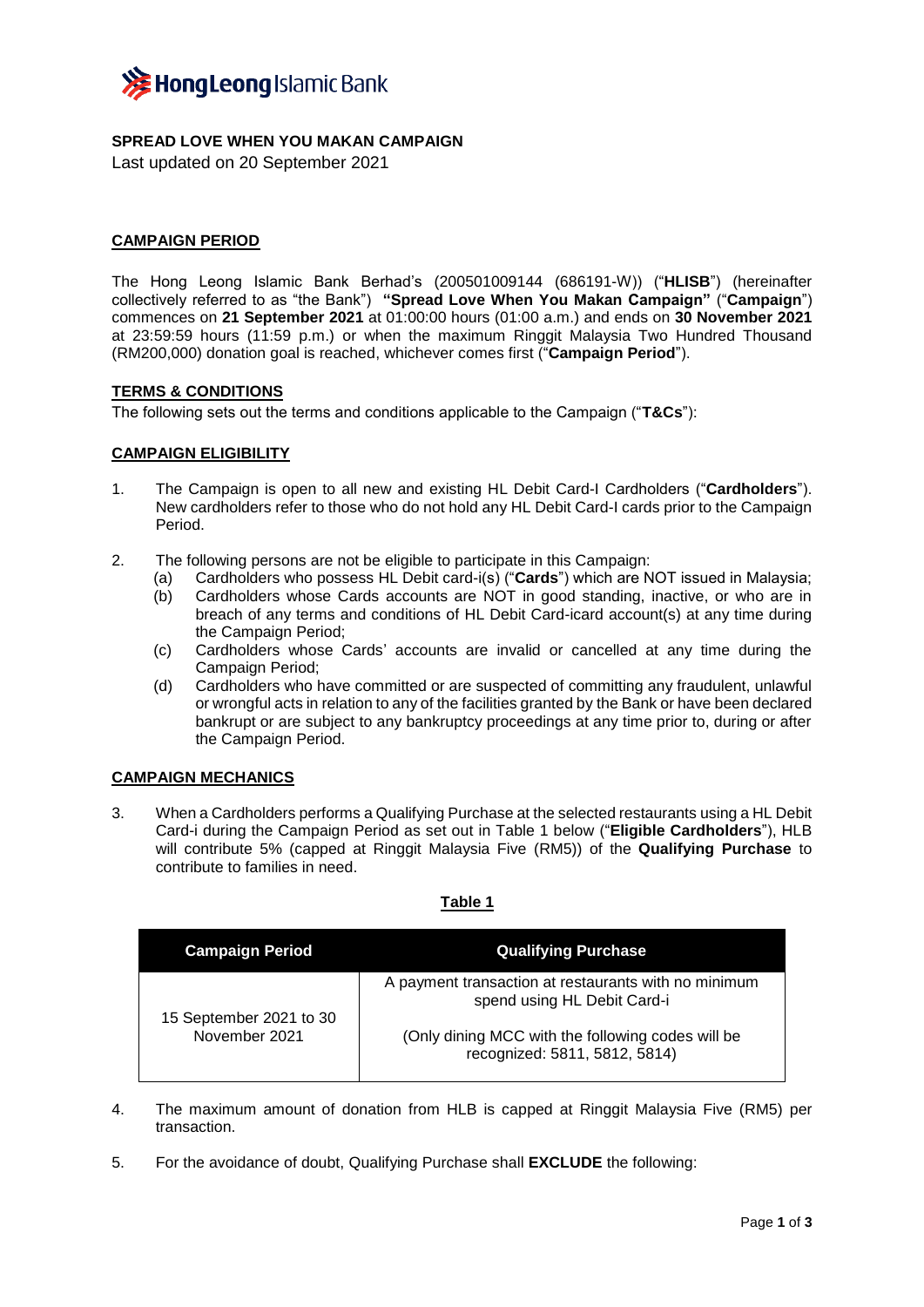**SPREAD LOVE WHEN YOU MAKAN CAMPAIGN**

Last updated on 20 September 2021

**CAMPAIGN PERIOD**

The Hong Leong Islamic Bank Berhad's (200501009144 (686191-W)) ("**HLISB**") (hereinafter collectively referred to as "the Bank") **"Spread Love When You Makan Campaign"** ("**Campaign**") commences on **21 September 2021** at 01:00:00 hours (01:00 a.m.) and ends on **30 November 2021** at 23:59:59 hours (11:59 p.m.) or when the maximum Ringgit Malaysia Two Hundred Thousand (RM200,000) donation goal is reached, whichever comes first ("**Campaign Period**").

**TERMS & CONDITIONS**

The following sets out the terms and conditions applicable to the Campaign ("**T&Cs**"):

**CAMPAIGN ELIGIBILITY**

1. The Campaign is open to all new and existing HL Debit Card-I Cardholders ("**Cardholders**"). New cardholders refer to those who do not hold any HL Debit Card-I cards prior to the Campaign Period.

2. The following persons are not be eligible to participate in this Campaign:
   (a) Cardholders who possess HL Debit card-i(s) ("**Cards**") which are NOT issued in Malaysia;
   (b) Cardholders whose Cards accounts are NOT in good standing, inactive, or who are in breach of any terms and conditions of HL Debit Card-icard account(s) at any time during the Campaign Period;
   (c) Cardholders whose Cards' accounts are invalid or cancelled at any time during the Campaign Period;
   (d) Cardholders who have committed or are suspected of committing any fraudulent, unlawful or wrongful acts in relation to any of the facilities granted by the Bank or have been declared bankrupt or are subject to any bankruptcy proceedings at any time prior to, during or after the Campaign Period.

**CAMPAIGN MECHANICS**

3. When a Cardholders performs a Qualifying Purchase at the selected restaurants using a HL Debit Card-i during the Campaign Period as set out in Table 1 below ("**Eligible Cardholders**"), HLB will contribute 5% (capped at Ringgit Malaysia Five (RM5)) of the **Qualifying Purchase** to contribute to families in need.

**Table 1**

| Campaign Period | Qualifying Purchase |
|---|---|
| 15 September 2021 to 30 November 2021 | A payment transaction at restaurants with no minimum spend using HL Debit Card-i<br><br>(Only dining MCC with the following codes will be recognized: 5811, 5812, 5814) |

4. The maximum amount of donation from HLB is capped at Ringgit Malaysia Five (RM5) per transaction.

5. For the avoidance of doubt, Qualifying Purchase shall **EXCLUDE** the following: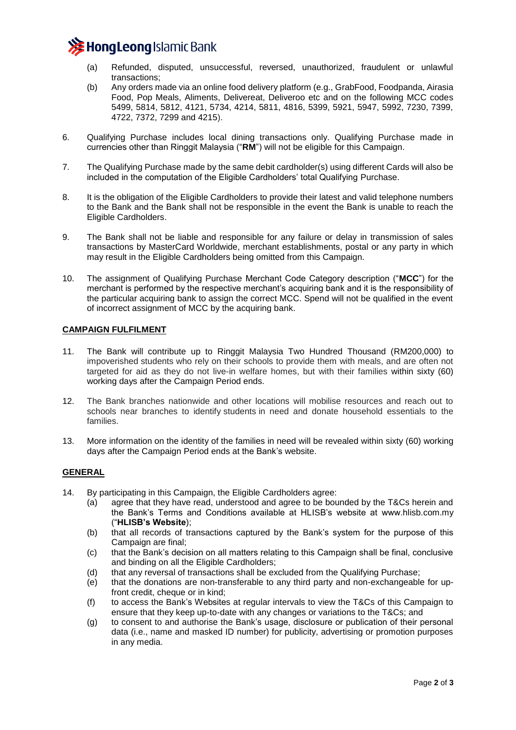(a) Refunded, disputed, unsuccessful, reversed, unauthorized, fraudulent or unlawful transactions;

(b) Any orders made via an online food delivery platform (e.g., GrabFood, Foodpanda, Airasia Food, Pop Meals, Aliments, Delivereat, Deliveroo etc and on the following MCC codes 5499, 5814, 5812, 4121, 5734, 4214, 5811, 4816, 5399, 5921, 5947, 5992, 7230, 7399, 4722, 7372, 7299 and 4215).

6. Qualifying Purchase includes local dining transactions only. Qualifying Purchase made in currencies other than Ringgit Malaysia ("**RM**") will not be eligible for this Campaign.

7. The Qualifying Purchase made by the same debit cardholder(s) using different Cards will also be included in the computation of the Eligible Cardholders' total Qualifying Purchase.

8. It is the obligation of the Eligible Cardholders to provide their latest and valid telephone numbers to the Bank and the Bank shall not be responsible in the event the Bank is unable to reach the Eligible Cardholders.

9. The Bank shall not be liable and responsible for any failure or delay in transmission of sales transactions by MasterCard Worldwide, merchant establishments, postal or any party in which may result in the Eligible Cardholders being omitted from this Campaign.

10. The assignment of Qualifying Purchase Merchant Code Category description ("**MCC**") for the merchant is performed by the respective merchant's acquiring bank and it is the responsibility of the particular acquiring bank to assign the correct MCC. Spend will not be qualified in the event of incorrect assignment of MCC by the acquiring bank.

## CAMPAIGN FULFILMENT

11. The Bank will contribute up to Ringgit Malaysia Two Hundred Thousand (RM200,000) to impoverished students who rely on their schools to provide them with meals, and are often not targeted for aid as they do not live-in welfare homes, but with their families within sixty (60) working days after the Campaign Period ends.

12. The Bank branches nationwide and other locations will mobilise resources and reach out to schools near branches to identify students in need and donate household essentials to the families.

13. More information on the identity of the families in need will be revealed within sixty (60) working days after the Campaign Period ends at the Bank's website.

## GENERAL

14. By participating in this Campaign, the Eligible Cardholders agree:

(a) agree that they have read, understood and agree to be bounded by the T&Cs herein and the Bank's Terms and Conditions available at HLISB's website at www.hlisb.com.my ("**HLISB's Website**");

(b) that all records of transactions captured by the Bank's system for the purpose of this Campaign are final;

(c) that the Bank's decision on all matters relating to this Campaign shall be final, conclusive and binding on all the Eligible Cardholders;

(d) that any reversal of transactions shall be excluded from the Qualifying Purchase;

(e) that the donations are non-transferable to any third party and non-exchangeable for up-front credit, cheque or in kind;

(f) to access the Bank's Websites at regular intervals to view the T&Cs of this Campaign to ensure that they keep up-to-date with any changes or variations to the T&Cs; and

(g) to consent to and authorise the Bank's usage, disclosure or publication of their personal data (i.e., name and masked ID number) for publicity, advertising or promotion purposes in any media.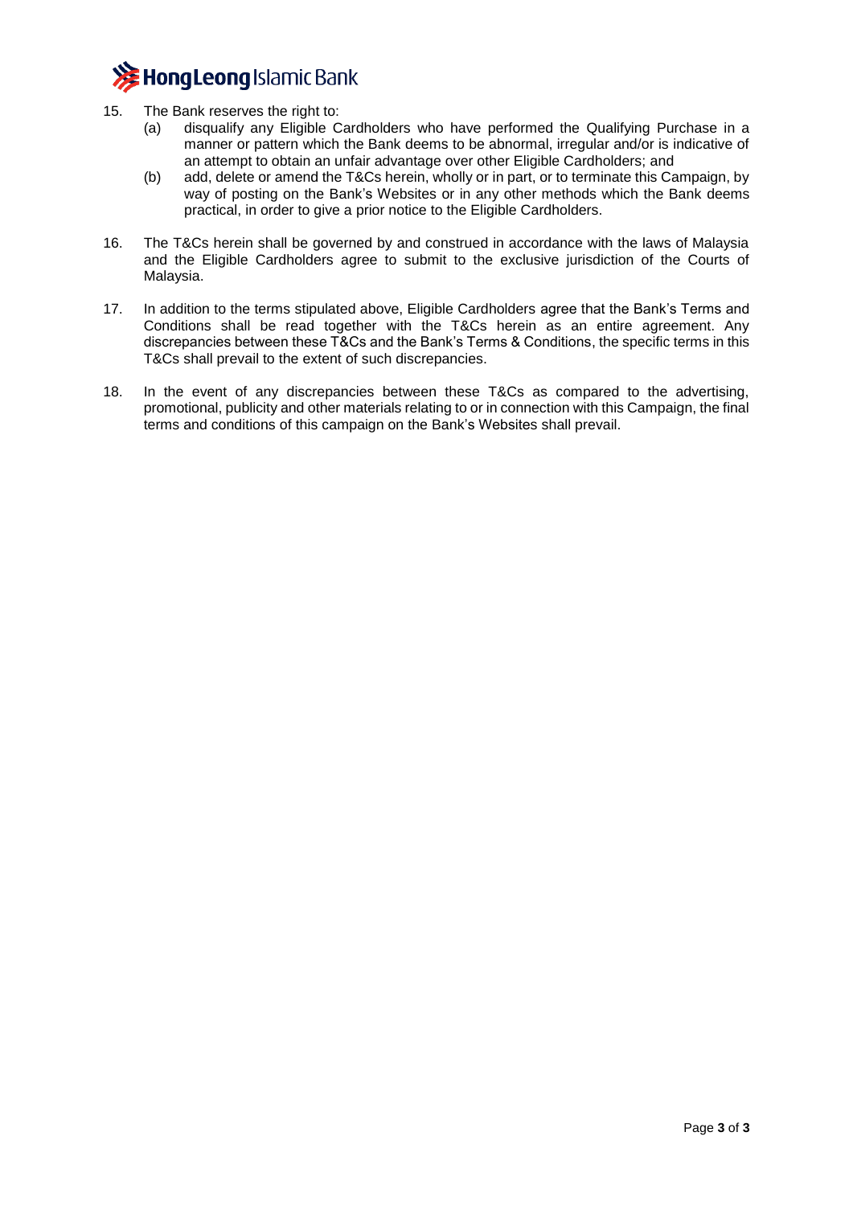15. The Bank reserves the right to:
    (a) disqualify any Eligible Cardholders who have performed the Qualifying Purchase in a manner or pattern which the Bank deems to be abnormal, irregular and/or is indicative of an attempt to obtain an unfair advantage over other Eligible Cardholders; and
    (b) add, delete or amend the T&Cs herein, wholly or in part, or to terminate this Campaign, by way of posting on the Bank's Websites or in any other methods which the Bank deems practical, in order to give a prior notice to the Eligible Cardholders.

16. The T&Cs herein shall be governed by and construed in accordance with the laws of Malaysia and the Eligible Cardholders agree to submit to the exclusive jurisdiction of the Courts of Malaysia.

17. In addition to the terms stipulated above, Eligible Cardholders agree that the Bank's Terms and Conditions shall be read together with the T&Cs herein as an entire agreement. Any discrepancies between these T&Cs and the Bank's Terms & Conditions, the specific terms in this T&Cs shall prevail to the extent of such discrepancies.

18. In the event of any discrepancies between these T&Cs as compared to the advertising, promotional, publicity and other materials relating to or in connection with this Campaign, the final terms and conditions of this campaign on the Bank's Websites shall prevail.